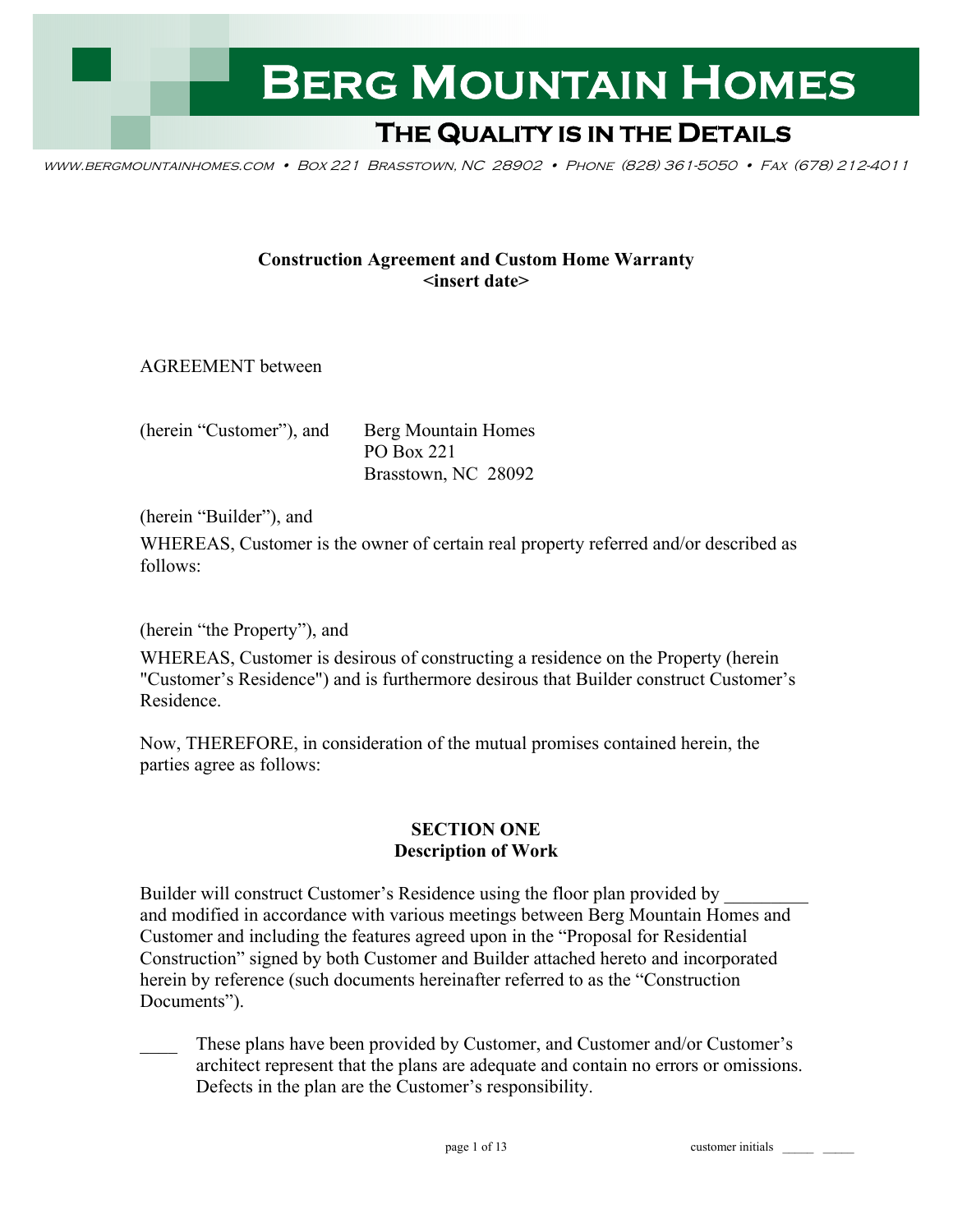# Berg Mountain Homes

## The Quality is in the Details

www.bergmountainhomes.com • Box 221 Brasstown, NC 28902 • Phone (828) 361-5050 • Fax (678) 212-4011

**Construction Agreement and Custom Home Warranty**
**<insert date>**

AGREEMENT between

(herein "Customer"), and Berg Mountain Homes
PO Box 221
Brasstown, NC 28092

(herein "Builder"), and

WHEREAS, Customer is the owner of certain real property referred and/or described as follows:

(herein "the Property"), and

WHEREAS, Customer is desirous of constructing a residence on the Property (herein "Customer's Residence") and is furthermore desirous that Builder construct Customer's Residence.

Now, THEREFORE, in consideration of the mutual promises contained herein, the parties agree as follows:

**SECTION ONE**
**Description of Work**

Builder will construct Customer's Residence using the floor plan provided by _________ and modified in accordance with various meetings between Berg Mountain Homes and Customer and including the features agreed upon in the "Proposal for Residential Construction" signed by both Customer and Builder attached hereto and incorporated herein by reference (such documents hereinafter referred to as the "Construction Documents").

____ These plans have been provided by Customer, and Customer and/or Customer's architect represent that the plans are adequate and contain no errors or omissions. Defects in the plan are the Customer's responsibility.

customer initials _____ _____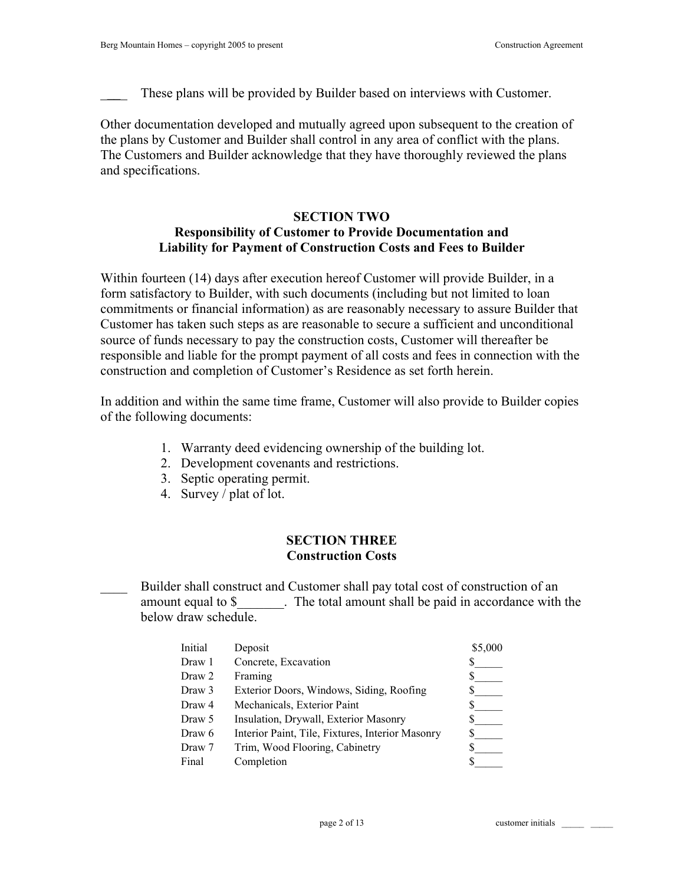____ These plans will be provided by Builder based on interviews with Customer.

Other documentation developed and mutually agreed upon subsequent to the creation of the plans by Customer and Builder shall control in any area of conflict with the plans. The Customers and Builder acknowledge that they have thoroughly reviewed the plans and specifications.

## SECTION TWO
## Responsibility of Customer to Provide Documentation and Liability for Payment of Construction Costs and Fees to Builder

Within fourteen (14) days after execution hereof Customer will provide Builder, in a form satisfactory to Builder, with such documents (including but not limited to loan commitments or financial information) as are reasonably necessary to assure Builder that Customer has taken such steps as are reasonable to secure a sufficient and unconditional source of funds necessary to pay the construction costs, Customer will thereafter be responsible and liable for the prompt payment of all costs and fees in connection with the construction and completion of Customer's Residence as set forth herein.

In addition and within the same time frame, Customer will also provide to Builder copies of the following documents:

1. Warranty deed evidencing ownership of the building lot.
2. Development covenants and restrictions.
3. Septic operating permit.
4. Survey / plat of lot.

## SECTION THREE
## Construction Costs

____ Builder shall construct and Customer shall pay total cost of construction of an amount equal to $_______. The total amount shall be paid in accordance with the below draw schedule.

| | | |
|---|---|---|
| Initial | Deposit | $5,000 |
| Draw 1 | Concrete, Excavation | $_____ |
| Draw 2 | Framing | $_____ |
| Draw 3 | Exterior Doors, Windows, Siding, Roofing | $_____ |
| Draw 4 | Mechanicals, Exterior Paint | $_____ |
| Draw 5 | Insulation, Drywall, Exterior Masonry | $_____ |
| Draw 6 | Interior Paint, Tile, Fixtures, Interior Masonry | $_____ |
| Draw 7 | Trim, Wood Flooring, Cabinetry | $_____ |
| Final | Completion | $_____ |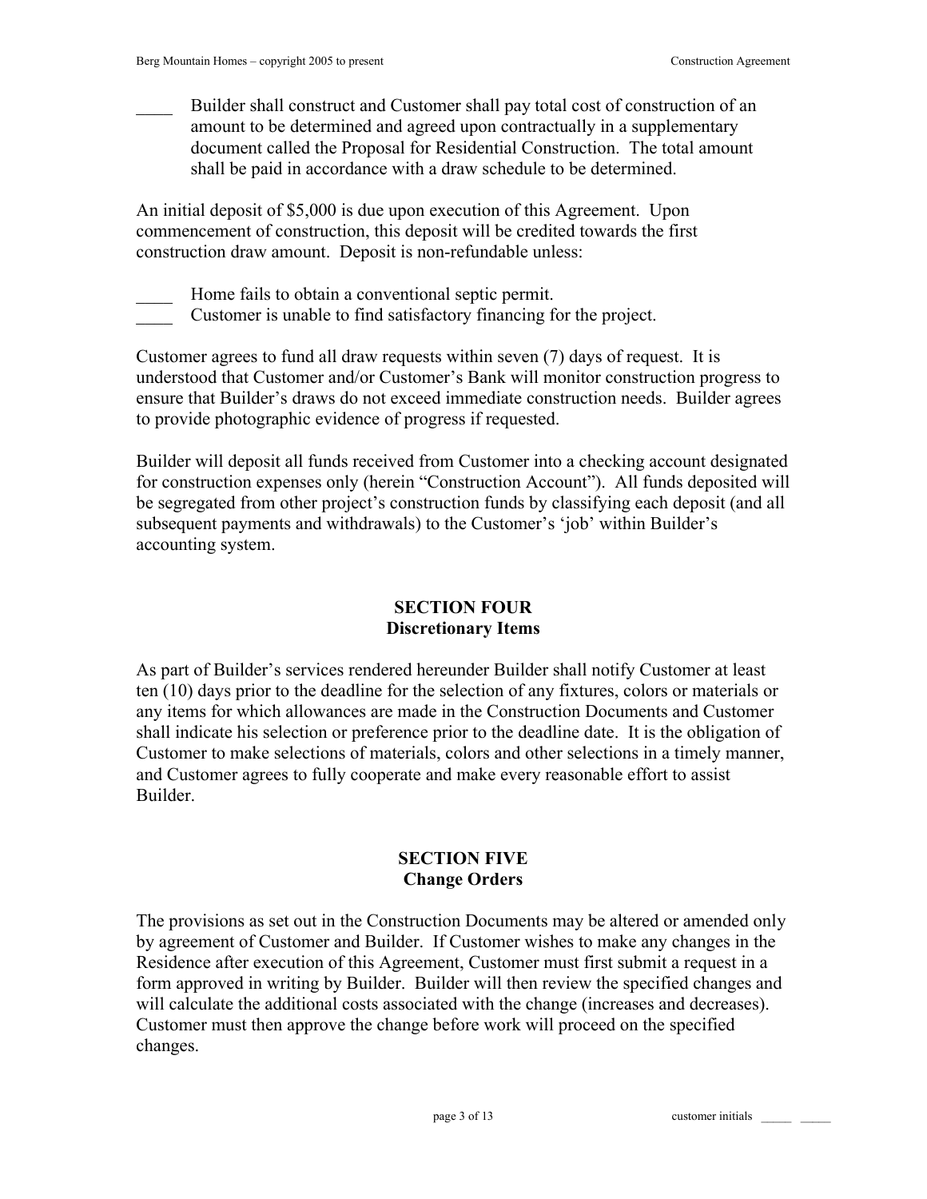____ Builder shall construct and Customer shall pay total cost of construction of an amount to be determined and agreed upon contractually in a supplementary document called the Proposal for Residential Construction. The total amount shall be paid in accordance with a draw schedule to be determined.

An initial deposit of $5,000 is due upon execution of this Agreement. Upon commencement of construction, this deposit will be credited towards the first construction draw amount. Deposit is non-refundable unless:

____ Home fails to obtain a conventional septic permit.
____ Customer is unable to find satisfactory financing for the project.

Customer agrees to fund all draw requests within seven (7) days of request. It is understood that Customer and/or Customer's Bank will monitor construction progress to ensure that Builder's draws do not exceed immediate construction needs. Builder agrees to provide photographic evidence of progress if requested.

Builder will deposit all funds received from Customer into a checking account designated for construction expenses only (herein "Construction Account"). All funds deposited will be segregated from other project's construction funds by classifying each deposit (and all subsequent payments and withdrawals) to the Customer's 'job' within Builder's accounting system.

## SECTION FOUR
## Discretionary Items

As part of Builder's services rendered hereunder Builder shall notify Customer at least ten (10) days prior to the deadline for the selection of any fixtures, colors or materials or any items for which allowances are made in the Construction Documents and Customer shall indicate his selection or preference prior to the deadline date. It is the obligation of Customer to make selections of materials, colors and other selections in a timely manner, and Customer agrees to fully cooperate and make every reasonable effort to assist Builder.

## SECTION FIVE
## Change Orders

The provisions as set out in the Construction Documents may be altered or amended only by agreement of Customer and Builder. If Customer wishes to make any changes in the Residence after execution of this Agreement, Customer must first submit a request in a form approved in writing by Builder. Builder will then review the specified changes and will calculate the additional costs associated with the change (increases and decreases). Customer must then approve the change before work will proceed on the specified changes.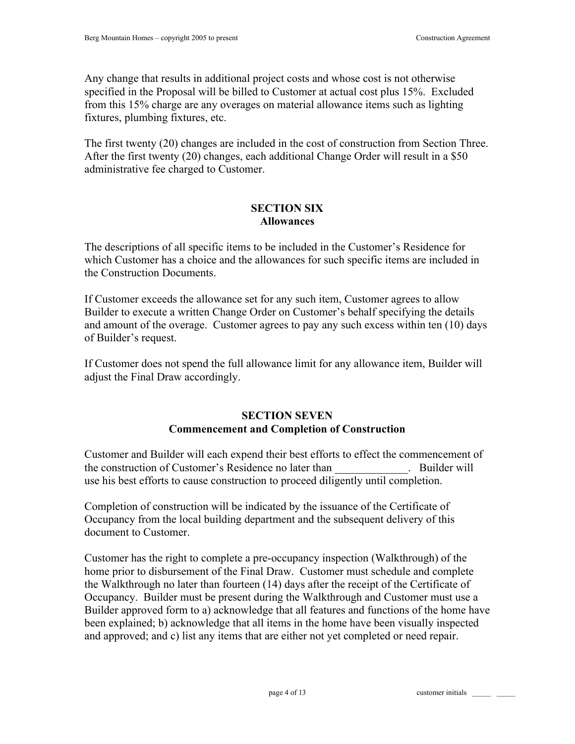Any change that results in additional project costs and whose cost is not otherwise specified in the Proposal will be billed to Customer at actual cost plus 15%. Excluded from this 15% charge are any overages on material allowance items such as lighting fixtures, plumbing fixtures, etc.

The first twenty (20) changes are included in the cost of construction from Section Three. After the first twenty (20) changes, each additional Change Order will result in a $50 administrative fee charged to Customer.

## SECTION SIX
## Allowances

The descriptions of all specific items to be included in the Customer's Residence for which Customer has a choice and the allowances for such specific items are included in the Construction Documents.

If Customer exceeds the allowance set for any such item, Customer agrees to allow Builder to execute a written Change Order on Customer's behalf specifying the details and amount of the overage. Customer agrees to pay any such excess within ten (10) days of Builder's request.

If Customer does not spend the full allowance limit for any allowance item, Builder will adjust the Final Draw accordingly.

## SECTION SEVEN
## Commencement and Completion of Construction

Customer and Builder will each expend their best efforts to effect the commencement of the construction of Customer's Residence no later than _____________. Builder will use his best efforts to cause construction to proceed diligently until completion.

Completion of construction will be indicated by the issuance of the Certificate of Occupancy from the local building department and the subsequent delivery of this document to Customer.

Customer has the right to complete a pre-occupancy inspection (Walkthrough) of the home prior to disbursement of the Final Draw. Customer must schedule and complete the Walkthrough no later than fourteen (14) days after the receipt of the Certificate of Occupancy. Builder must be present during the Walkthrough and Customer must use a Builder approved form to a) acknowledge that all features and functions of the home have been explained; b) acknowledge that all items in the home have been visually inspected and approved; and c) list any items that are either not yet completed or need repair.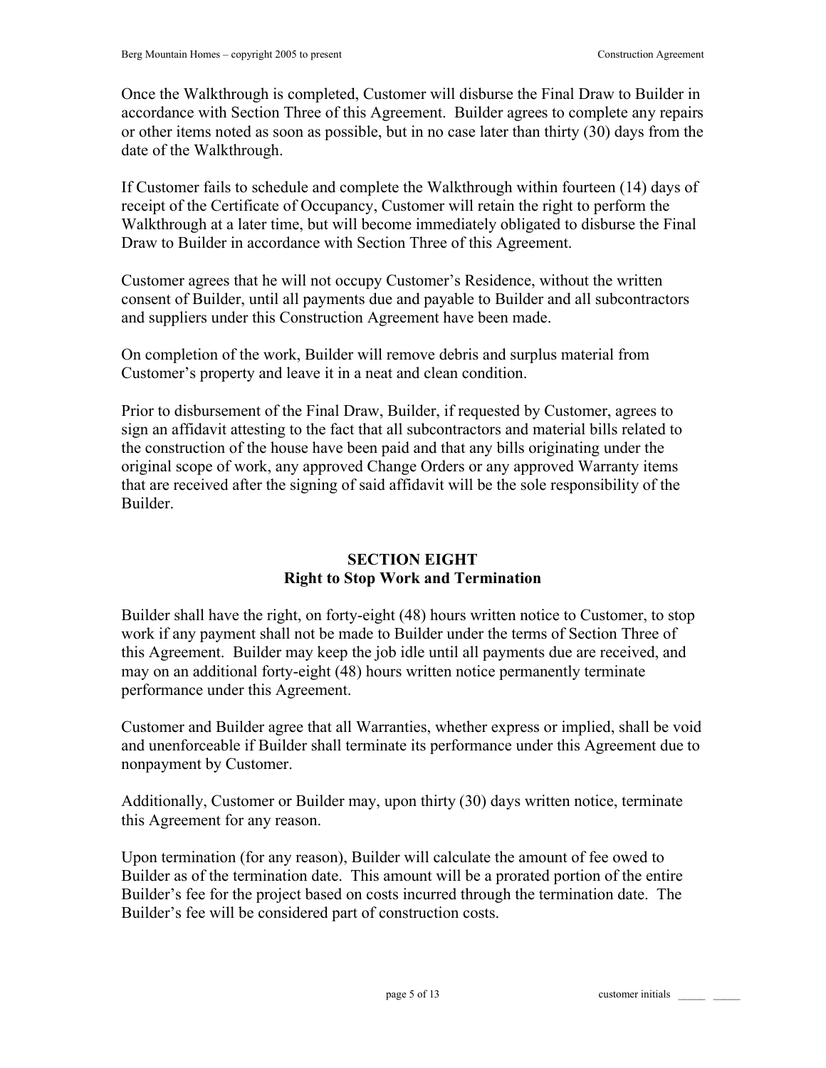Once the Walkthrough is completed, Customer will disburse the Final Draw to Builder in accordance with Section Three of this Agreement. Builder agrees to complete any repairs or other items noted as soon as possible, but in no case later than thirty (30) days from the date of the Walkthrough.

If Customer fails to schedule and complete the Walkthrough within fourteen (14) days of receipt of the Certificate of Occupancy, Customer will retain the right to perform the Walkthrough at a later time, but will become immediately obligated to disburse the Final Draw to Builder in accordance with Section Three of this Agreement.

Customer agrees that he will not occupy Customer's Residence, without the written consent of Builder, until all payments due and payable to Builder and all subcontractors and suppliers under this Construction Agreement have been made.

On completion of the work, Builder will remove debris and surplus material from Customer's property and leave it in a neat and clean condition.

Prior to disbursement of the Final Draw, Builder, if requested by Customer, agrees to sign an affidavit attesting to the fact that all subcontractors and material bills related to the construction of the house have been paid and that any bills originating under the original scope of work, any approved Change Orders or any approved Warranty items that are received after the signing of said affidavit will be the sole responsibility of the Builder.

## SECTION EIGHT
## Right to Stop Work and Termination

Builder shall have the right, on forty-eight (48) hours written notice to Customer, to stop work if any payment shall not be made to Builder under the terms of Section Three of this Agreement. Builder may keep the job idle until all payments due are received, and may on an additional forty-eight (48) hours written notice permanently terminate performance under this Agreement.

Customer and Builder agree that all Warranties, whether express or implied, shall be void and unenforceable if Builder shall terminate its performance under this Agreement due to nonpayment by Customer.

Additionally, Customer or Builder may, upon thirty (30) days written notice, terminate this Agreement for any reason.

Upon termination (for any reason), Builder will calculate the amount of fee owed to Builder as of the termination date. This amount will be a prorated portion of the entire Builder's fee for the project based on costs incurred through the termination date. The Builder's fee will be considered part of construction costs.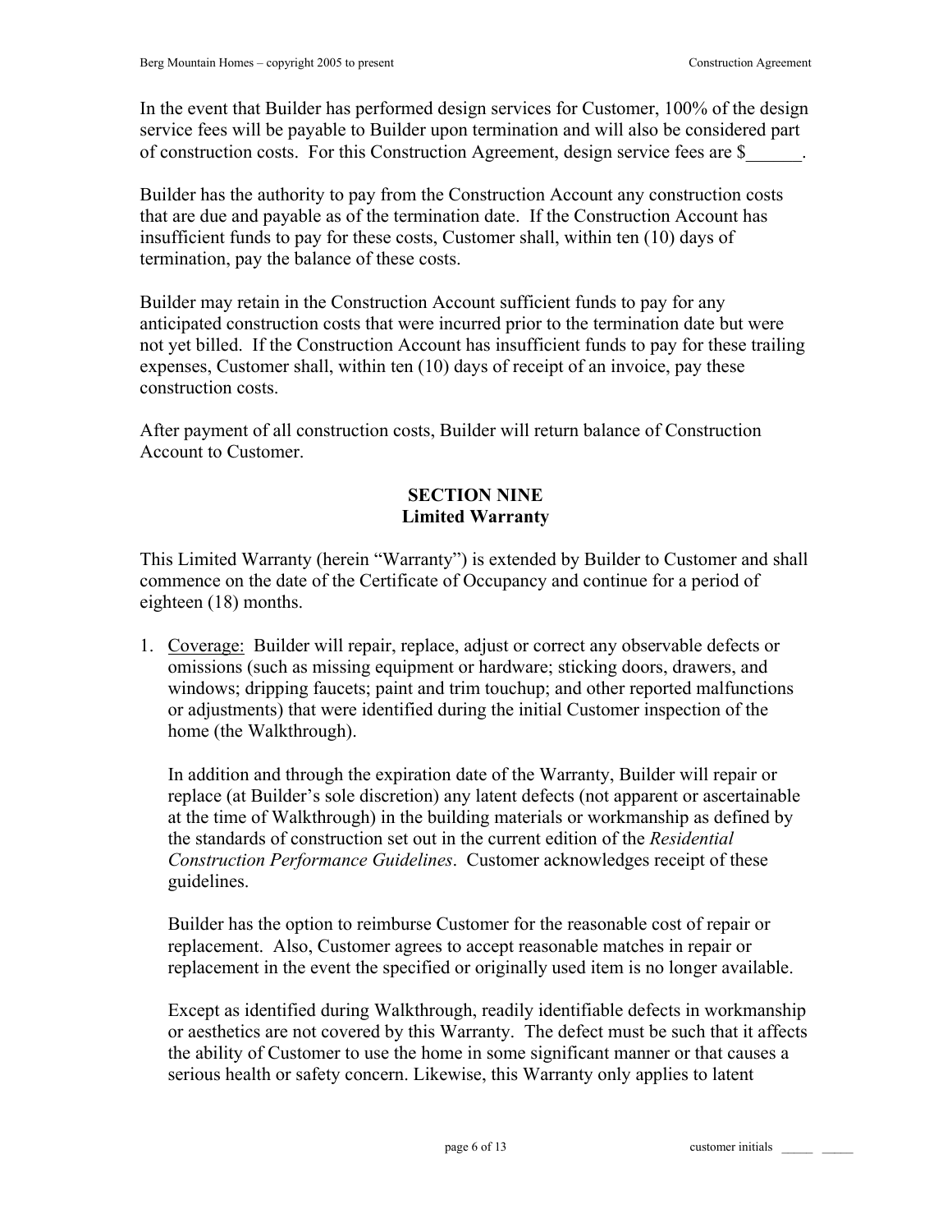In the event that Builder has performed design services for Customer, 100% of the design service fees will be payable to Builder upon termination and will also be considered part of construction costs. For this Construction Agreement, design service fees are $______.

Builder has the authority to pay from the Construction Account any construction costs that are due and payable as of the termination date. If the Construction Account has insufficient funds to pay for these costs, Customer shall, within ten (10) days of termination, pay the balance of these costs.

Builder may retain in the Construction Account sufficient funds to pay for any anticipated construction costs that were incurred prior to the termination date but were not yet billed. If the Construction Account has insufficient funds to pay for these trailing expenses, Customer shall, within ten (10) days of receipt of an invoice, pay these construction costs.

After payment of all construction costs, Builder will return balance of Construction Account to Customer.

## SECTION NINE
## Limited Warranty

This Limited Warranty (herein "Warranty") is extended by Builder to Customer and shall commence on the date of the Certificate of Occupancy and continue for a period of eighteen (18) months.

1. Coverage: Builder will repair, replace, adjust or correct any observable defects or omissions (such as missing equipment or hardware; sticking doors, drawers, and windows; dripping faucets; paint and trim touchup; and other reported malfunctions or adjustments) that were identified during the initial Customer inspection of the home (the Walkthrough).

   In addition and through the expiration date of the Warranty, Builder will repair or replace (at Builder's sole discretion) any latent defects (not apparent or ascertainable at the time of Walkthrough) in the building materials or workmanship as defined by the standards of construction set out in the current edition of the *Residential Construction Performance Guidelines*. Customer acknowledges receipt of these guidelines.

   Builder has the option to reimburse Customer for the reasonable cost of repair or replacement. Also, Customer agrees to accept reasonable matches in repair or replacement in the event the specified or originally used item is no longer available.

   Except as identified during Walkthrough, readily identifiable defects in workmanship or aesthetics are not covered by this Warranty. The defect must be such that it affects the ability of Customer to use the home in some significant manner or that causes a serious health or safety concern. Likewise, this Warranty only applies to latent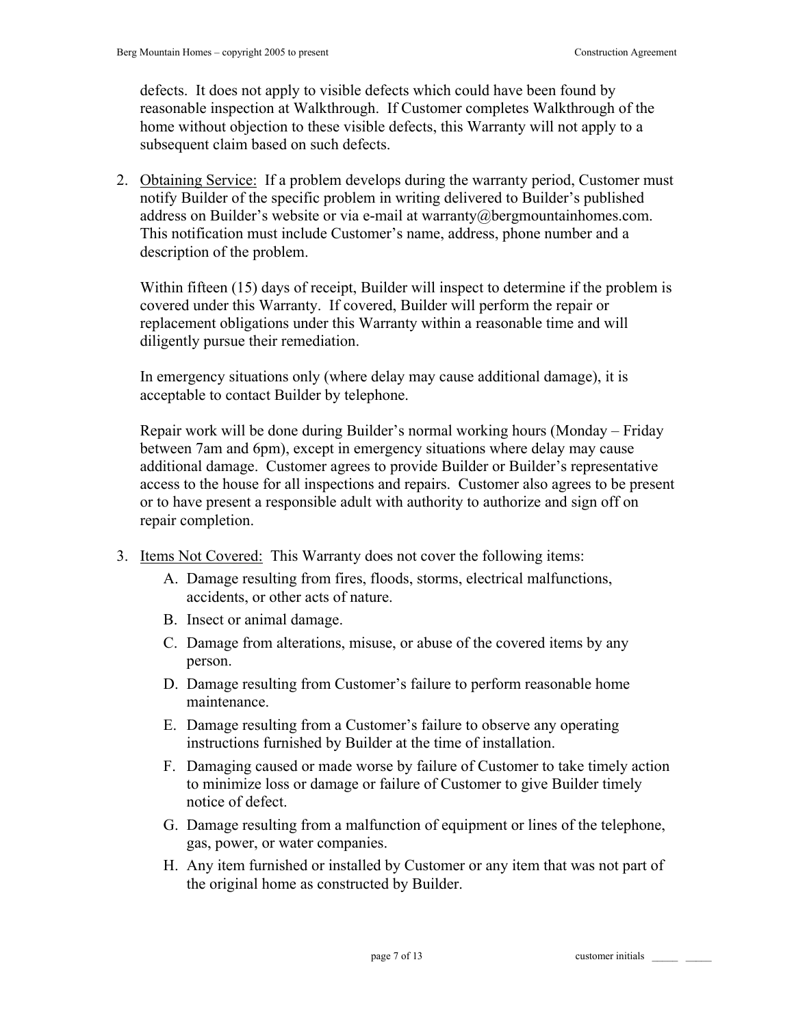defects. It does not apply to visible defects which could have been found by reasonable inspection at Walkthrough. If Customer completes Walkthrough of the home without objection to these visible defects, this Warranty will not apply to a subsequent claim based on such defects.

2. <u>Obtaining Service:</u> If a problem develops during the warranty period, Customer must notify Builder of the specific problem in writing delivered to Builder's published address on Builder's website or via e-mail at warranty@bergmountainhomes.com. This notification must include Customer's name, address, phone number and a description of the problem.

   Within fifteen (15) days of receipt, Builder will inspect to determine if the problem is covered under this Warranty. If covered, Builder will perform the repair or replacement obligations under this Warranty within a reasonable time and will diligently pursue their remediation.

   In emergency situations only (where delay may cause additional damage), it is acceptable to contact Builder by telephone.

   Repair work will be done during Builder's normal working hours (Monday – Friday between 7am and 6pm), except in emergency situations where delay may cause additional damage. Customer agrees to provide Builder or Builder's representative access to the house for all inspections and repairs. Customer also agrees to be present or to have present a responsible adult with authority to authorize and sign off on repair completion.

3. <u>Items Not Covered:</u> This Warranty does not cover the following items:
   A. Damage resulting from fires, floods, storms, electrical malfunctions, accidents, or other acts of nature.
   B. Insect or animal damage.
   C. Damage from alterations, misuse, or abuse of the covered items by any person.
   D. Damage resulting from Customer's failure to perform reasonable home maintenance.
   E. Damage resulting from a Customer's failure to observe any operating instructions furnished by Builder at the time of installation.
   F. Damaging caused or made worse by failure of Customer to take timely action to minimize loss or damage or failure of Customer to give Builder timely notice of defect.
   G. Damage resulting from a malfunction of equipment or lines of the telephone, gas, power, or water companies.
   H. Any item furnished or installed by Customer or any item that was not part of the original home as constructed by Builder.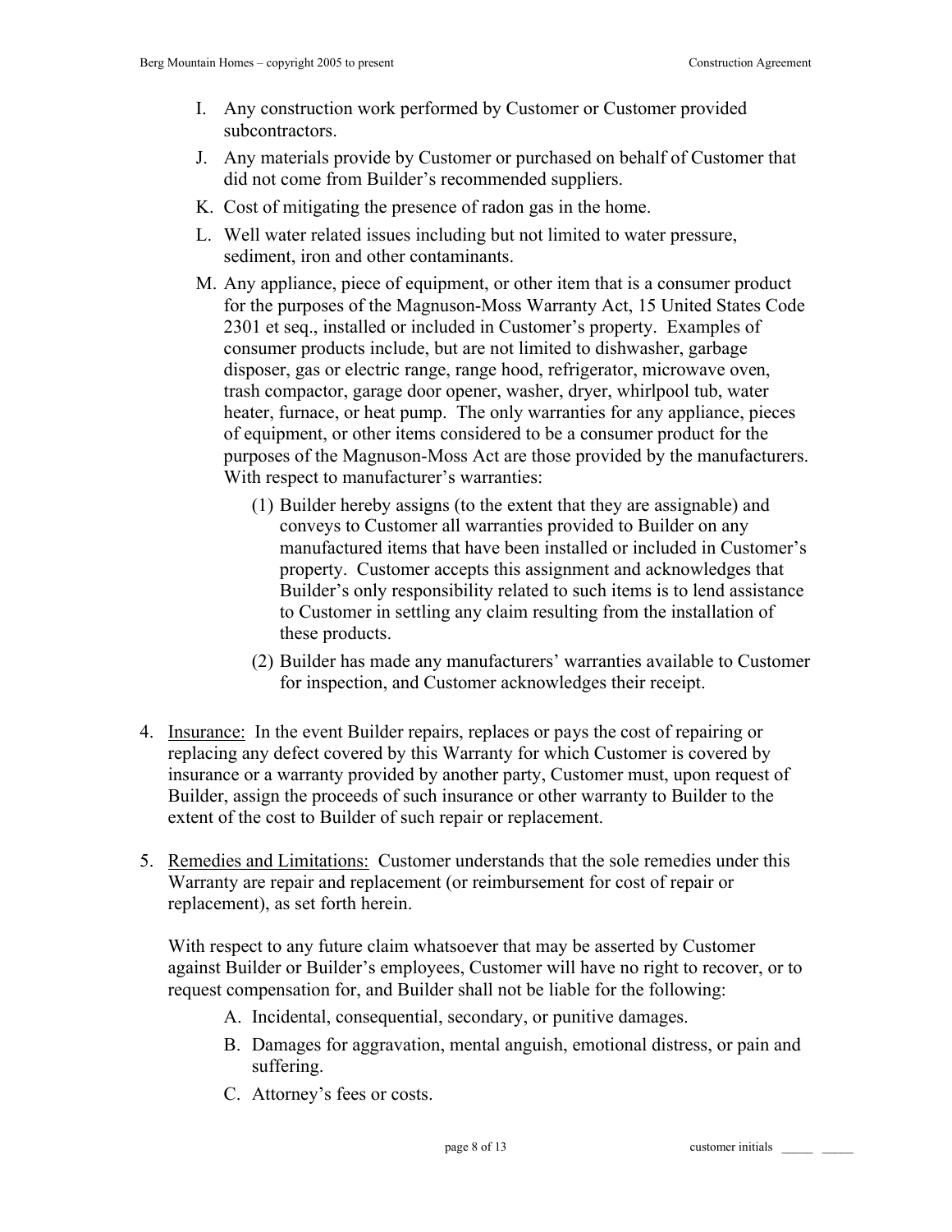I. Any construction work performed by Customer or Customer provided subcontractors.

J. Any materials provide by Customer or purchased on behalf of Customer that did not come from Builder's recommended suppliers.

K. Cost of mitigating the presence of radon gas in the home.

L. Well water related issues including but not limited to water pressure, sediment, iron and other contaminants.

M. Any appliance, piece of equipment, or other item that is a consumer product for the purposes of the Magnuson-Moss Warranty Act, 15 United States Code 2301 et seq., installed or included in Customer's property. Examples of consumer products include, but are not limited to dishwasher, garbage disposer, gas or electric range, range hood, refrigerator, microwave oven, trash compactor, garage door opener, washer, dryer, whirlpool tub, water heater, furnace, or heat pump. The only warranties for any appliance, pieces of equipment, or other items considered to be a consumer product for the purposes of the Magnuson-Moss Act are those provided by the manufacturers. With respect to manufacturer's warranties:

   (1) Builder hereby assigns (to the extent that they are assignable) and conveys to Customer all warranties provided to Builder on any manufactured items that have been installed or included in Customer's property. Customer accepts this assignment and acknowledges that Builder's only responsibility related to such items is to lend assistance to Customer in settling any claim resulting from the installation of these products.

   (2) Builder has made any manufacturers' warranties available to Customer for inspection, and Customer acknowledges their receipt.

4. <u>Insurance:</u> In the event Builder repairs, replaces or pays the cost of repairing or replacing any defect covered by this Warranty for which Customer is covered by insurance or a warranty provided by another party, Customer must, upon request of Builder, assign the proceeds of such insurance or other warranty to Builder to the extent of the cost to Builder of such repair or replacement.

5. <u>Remedies and Limitations:</u> Customer understands that the sole remedies under this Warranty are repair and replacement (or reimbursement for cost of repair or replacement), as set forth herein.

   With respect to any future claim whatsoever that may be asserted by Customer against Builder or Builder's employees, Customer will have no right to recover, or to request compensation for, and Builder shall not be liable for the following:

   A. Incidental, consequential, secondary, or punitive damages.

   B. Damages for aggravation, mental anguish, emotional distress, or pain and suffering.

   C. Attorney's fees or costs.

customer initials _____ _____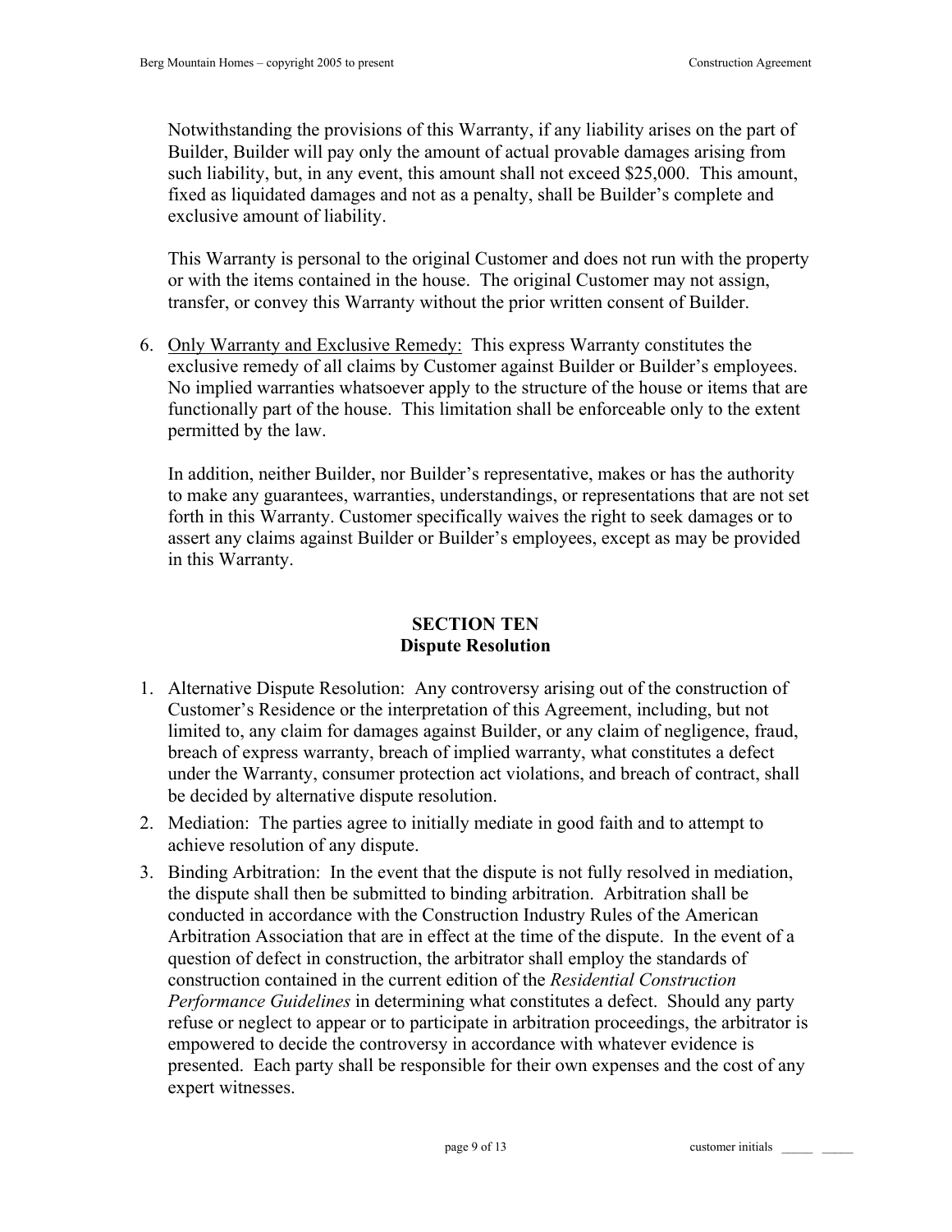Notwithstanding the provisions of this Warranty, if any liability arises on the part of Builder, Builder will pay only the amount of actual provable damages arising from such liability, but, in any event, this amount shall not exceed $25,000. This amount, fixed as liquidated damages and not as a penalty, shall be Builder's complete and exclusive amount of liability.

This Warranty is personal to the original Customer and does not run with the property or with the items contained in the house. The original Customer may not assign, transfer, or convey this Warranty without the prior written consent of Builder.

6. Only Warranty and Exclusive Remedy: This express Warranty constitutes the exclusive remedy of all claims by Customer against Builder or Builder's employees. No implied warranties whatsoever apply to the structure of the house or items that are functionally part of the house. This limitation shall be enforceable only to the extent permitted by the law.

   In addition, neither Builder, nor Builder's representative, makes or has the authority to make any guarantees, warranties, understandings, or representations that are not set forth in this Warranty. Customer specifically waives the right to seek damages or to assert any claims against Builder or Builder's employees, except as may be provided in this Warranty.

## SECTION TEN
## Dispute Resolution

1. Alternative Dispute Resolution: Any controversy arising out of the construction of Customer's Residence or the interpretation of this Agreement, including, but not limited to, any claim for damages against Builder, or any claim of negligence, fraud, breach of express warranty, breach of implied warranty, what constitutes a defect under the Warranty, consumer protection act violations, and breach of contract, shall be decided by alternative dispute resolution.
2. Mediation: The parties agree to initially mediate in good faith and to attempt to achieve resolution of any dispute.
3. Binding Arbitration: In the event that the dispute is not fully resolved in mediation, the dispute shall then be submitted to binding arbitration. Arbitration shall be conducted in accordance with the Construction Industry Rules of the American Arbitration Association that are in effect at the time of the dispute. In the event of a question of defect in construction, the arbitrator shall employ the standards of construction contained in the current edition of the *Residential Construction Performance Guidelines* in determining what constitutes a defect. Should any party refuse or neglect to appear or to participate in arbitration proceedings, the arbitrator is empowered to decide the controversy in accordance with whatever evidence is presented. Each party shall be responsible for their own expenses and the cost of any expert witnesses.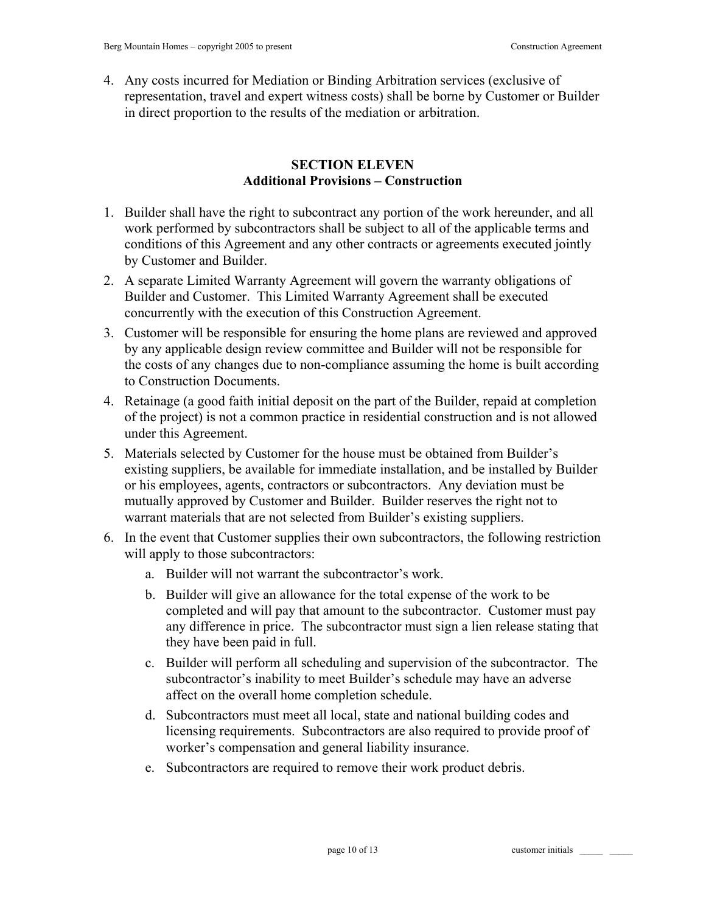4. Any costs incurred for Mediation or Binding Arbitration services (exclusive of representation, travel and expert witness costs) shall be borne by Customer or Builder in direct proportion to the results of the mediation or arbitration.

## SECTION ELEVEN
## Additional Provisions – Construction

1. Builder shall have the right to subcontract any portion of the work hereunder, and all work performed by subcontractors shall be subject to all of the applicable terms and conditions of this Agreement and any other contracts or agreements executed jointly by Customer and Builder.
2. A separate Limited Warranty Agreement will govern the warranty obligations of Builder and Customer. This Limited Warranty Agreement shall be executed concurrently with the execution of this Construction Agreement.
3. Customer will be responsible for ensuring the home plans are reviewed and approved by any applicable design review committee and Builder will not be responsible for the costs of any changes due to non-compliance assuming the home is built according to Construction Documents.
4. Retainage (a good faith initial deposit on the part of the Builder, repaid at completion of the project) is not a common practice in residential construction and is not allowed under this Agreement.
5. Materials selected by Customer for the house must be obtained from Builder's existing suppliers, be available for immediate installation, and be installed by Builder or his employees, agents, contractors or subcontractors. Any deviation must be mutually approved by Customer and Builder. Builder reserves the right not to warrant materials that are not selected from Builder's existing suppliers.
6. In the event that Customer supplies their own subcontractors, the following restriction will apply to those subcontractors:
   a. Builder will not warrant the subcontractor's work.
   b. Builder will give an allowance for the total expense of the work to be completed and will pay that amount to the subcontractor. Customer must pay any difference in price. The subcontractor must sign a lien release stating that they have been paid in full.
   c. Builder will perform all scheduling and supervision of the subcontractor. The subcontractor's inability to meet Builder's schedule may have an adverse affect on the overall home completion schedule.
   d. Subcontractors must meet all local, state and national building codes and licensing requirements. Subcontractors are also required to provide proof of worker's compensation and general liability insurance.
   e. Subcontractors are required to remove their work product debris.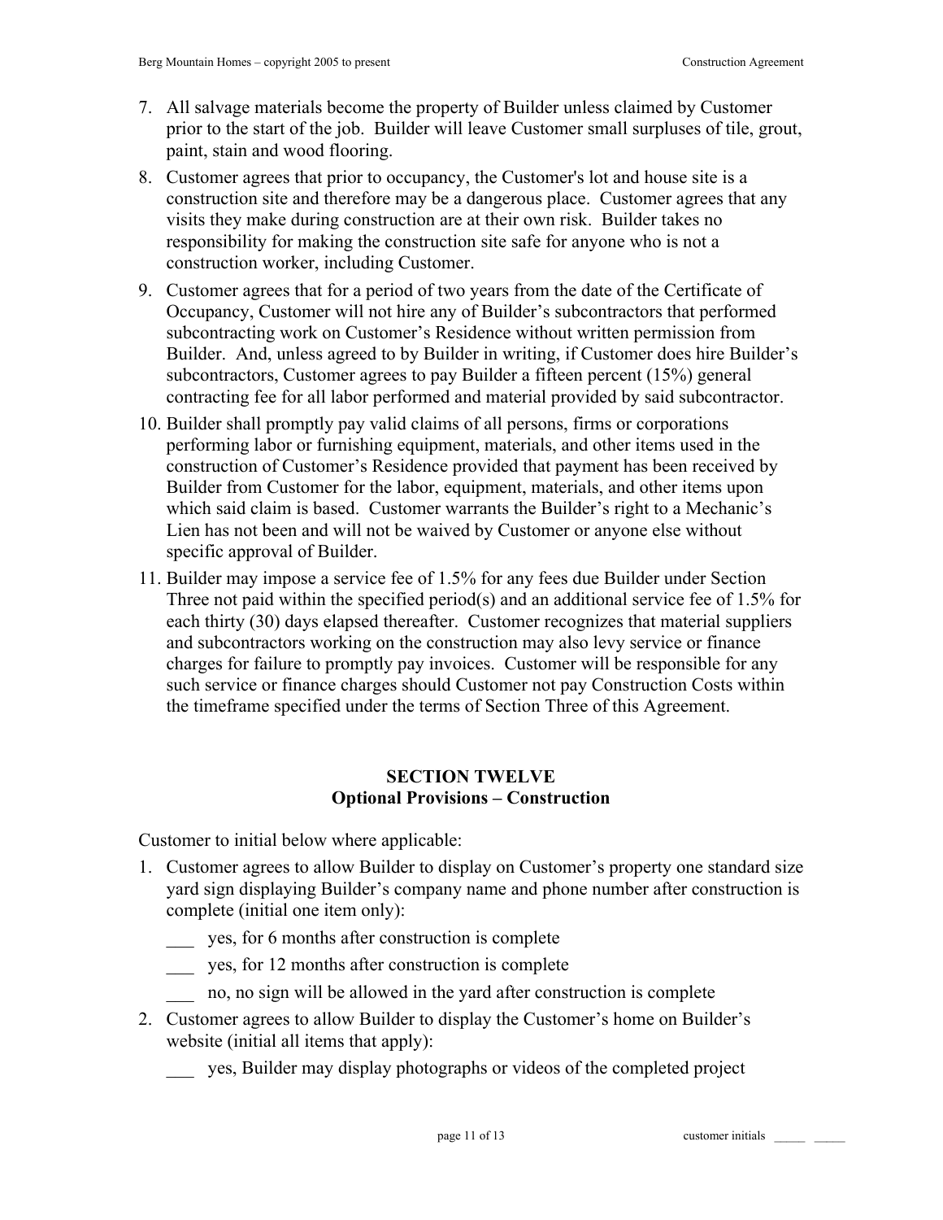7. All salvage materials become the property of Builder unless claimed by Customer prior to the start of the job. Builder will leave Customer small surpluses of tile, grout, paint, stain and wood flooring.
8. Customer agrees that prior to occupancy, the Customer's lot and house site is a construction site and therefore may be a dangerous place. Customer agrees that any visits they make during construction are at their own risk. Builder takes no responsibility for making the construction site safe for anyone who is not a construction worker, including Customer.
9. Customer agrees that for a period of two years from the date of the Certificate of Occupancy, Customer will not hire any of Builder's subcontractors that performed subcontracting work on Customer's Residence without written permission from Builder. And, unless agreed to by Builder in writing, if Customer does hire Builder's subcontractors, Customer agrees to pay Builder a fifteen percent (15%) general contracting fee for all labor performed and material provided by said subcontractor.
10. Builder shall promptly pay valid claims of all persons, firms or corporations performing labor or furnishing equipment, materials, and other items used in the construction of Customer's Residence provided that payment has been received by Builder from Customer for the labor, equipment, materials, and other items upon which said claim is based. Customer warrants the Builder's right to a Mechanic's Lien has not been and will not be waived by Customer or anyone else without specific approval of Builder.
11. Builder may impose a service fee of 1.5% for any fees due Builder under Section Three not paid within the specified period(s) and an additional service fee of 1.5% for each thirty (30) days elapsed thereafter. Customer recognizes that material suppliers and subcontractors working on the construction may also levy service or finance charges for failure to promptly pay invoices. Customer will be responsible for any such service or finance charges should Customer not pay Construction Costs within the timeframe specified under the terms of Section Three of this Agreement.

## SECTION TWELVE
## Optional Provisions – Construction

Customer to initial below where applicable:

1. Customer agrees to allow Builder to display on Customer's property one standard size yard sign displaying Builder's company name and phone number after construction is complete (initial one item only):

   ___ yes, for 6 months after construction is complete

   ___ yes, for 12 months after construction is complete

   ___ no, no sign will be allowed in the yard after construction is complete

2. Customer agrees to allow Builder to display the Customer's home on Builder's website (initial all items that apply):

   ___ yes, Builder may display photographs or videos of the completed project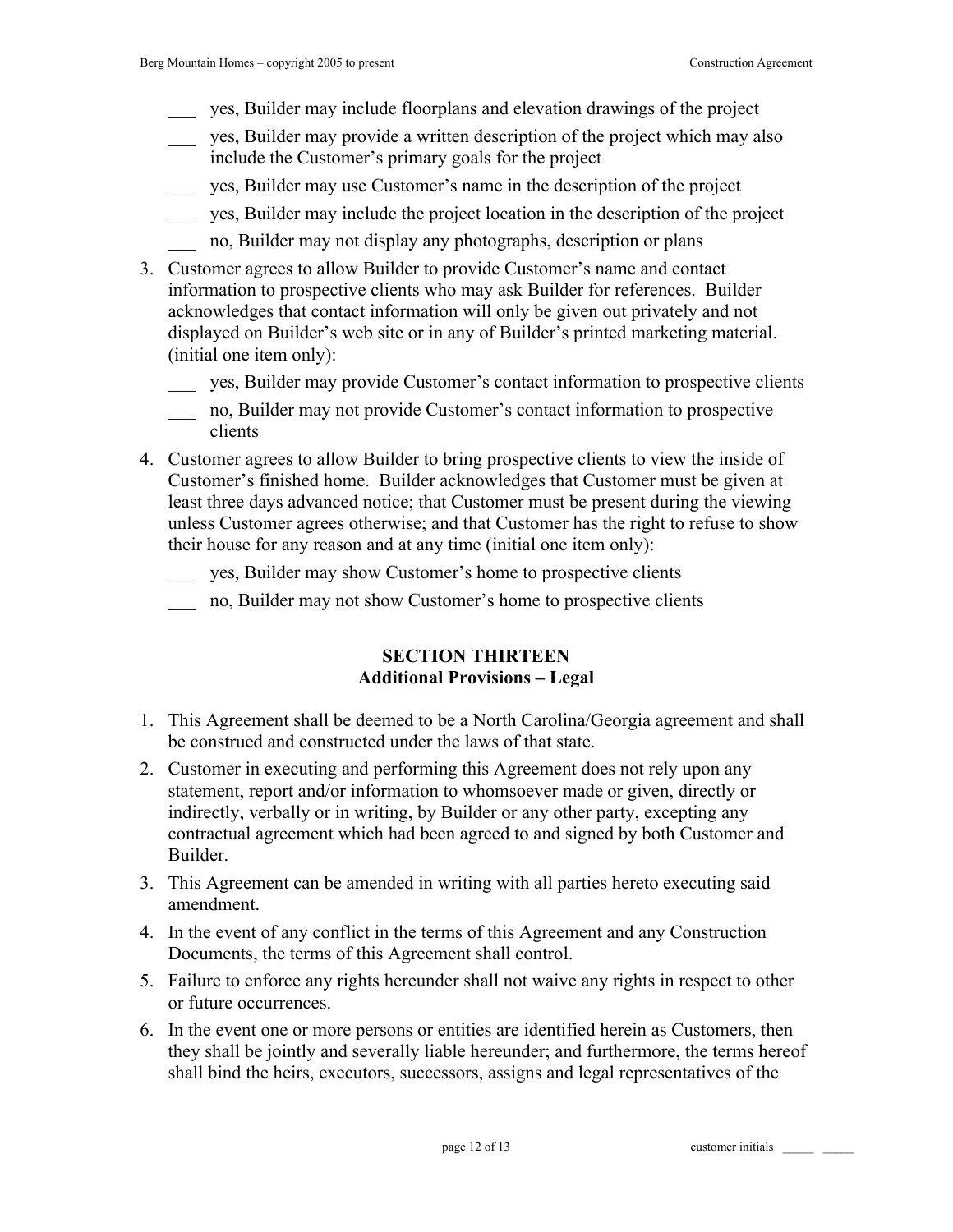___ yes, Builder may include floorplans and elevation drawings of the project

___ yes, Builder may provide a written description of the project which may also include the Customer's primary goals for the project

___ yes, Builder may use Customer's name in the description of the project

___ yes, Builder may include the project location in the description of the project

___ no, Builder may not display any photographs, description or plans

3. Customer agrees to allow Builder to provide Customer's name and contact information to prospective clients who may ask Builder for references. Builder acknowledges that contact information will only be given out privately and not displayed on Builder's web site or in any of Builder's printed marketing material. (initial one item only):

   ___ yes, Builder may provide Customer's contact information to prospective clients

   ___ no, Builder may not provide Customer's contact information to prospective clients

4. Customer agrees to allow Builder to bring prospective clients to view the inside of Customer's finished home. Builder acknowledges that Customer must be given at least three days advanced notice; that Customer must be present during the viewing unless Customer agrees otherwise; and that Customer has the right to refuse to show their house for any reason and at any time (initial one item only):

   ___ yes, Builder may show Customer's home to prospective clients

   ___ no, Builder may not show Customer's home to prospective clients

## SECTION THIRTEEN
## Additional Provisions – Legal

1. This Agreement shall be deemed to be a <u>North Carolina/Georgia</u> agreement and shall be construed and constructed under the laws of that state.
2. Customer in executing and performing this Agreement does not rely upon any statement, report and/or information to whomsoever made or given, directly or indirectly, verbally or in writing, by Builder or any other party, excepting any contractual agreement which had been agreed to and signed by both Customer and Builder.
3. This Agreement can be amended in writing with all parties hereto executing said amendment.
4. In the event of any conflict in the terms of this Agreement and any Construction Documents, the terms of this Agreement shall control.
5. Failure to enforce any rights hereunder shall not waive any rights in respect to other or future occurrences.
6. In the event one or more persons or entities are identified herein as Customers, then they shall be jointly and severally liable hereunder; and furthermore, the terms hereof shall bind the heirs, executors, successors, assigns and legal representatives of the

customer initials _____ _____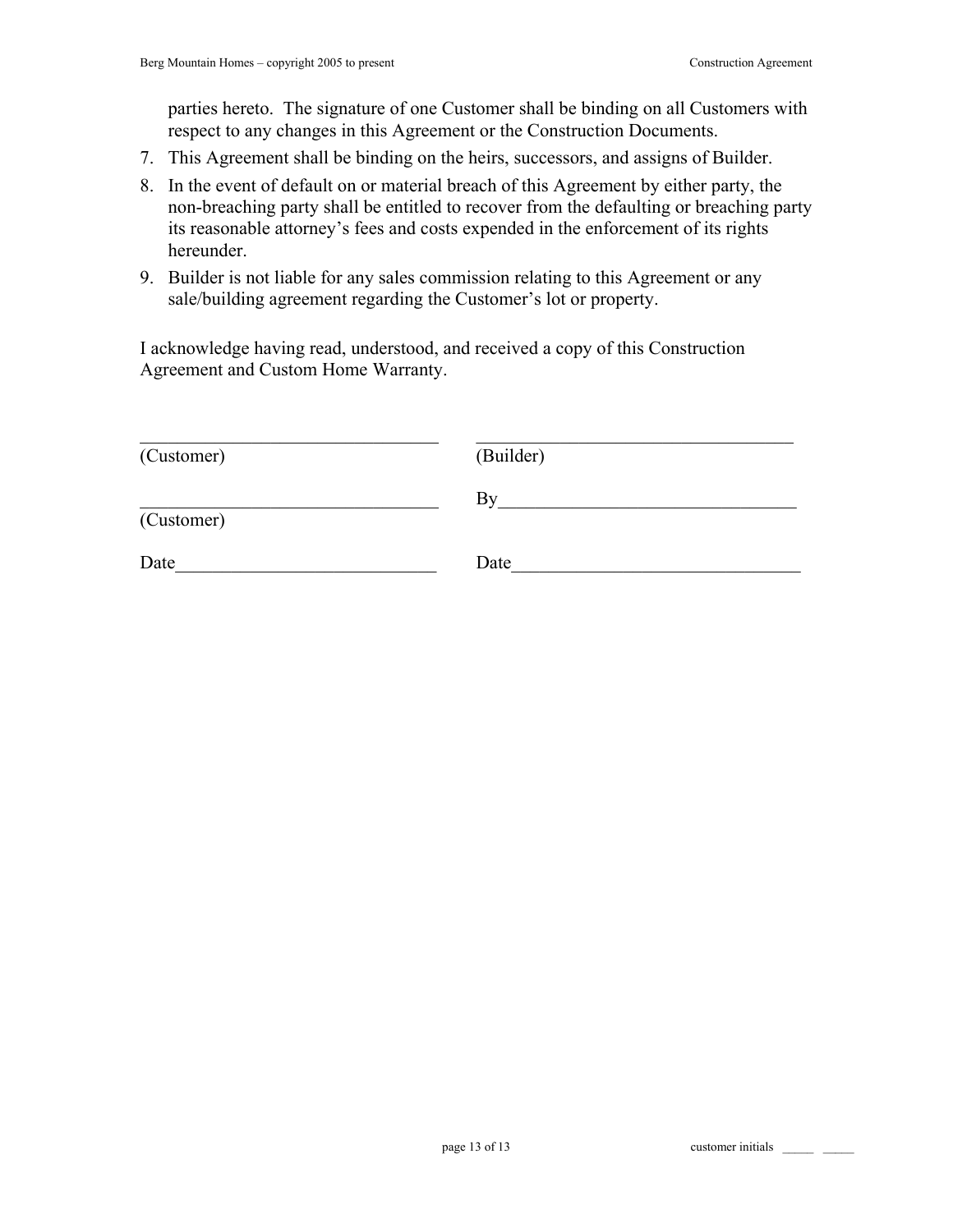parties hereto. The signature of one Customer shall be binding on all Customers with respect to any changes in this Agreement or the Construction Documents.

7. This Agreement shall be binding on the heirs, successors, and assigns of Builder.
8. In the event of default on or material breach of this Agreement by either party, the non-breaching party shall be entitled to recover from the defaulting or breaching party its reasonable attorney's fees and costs expended in the enforcement of its rights hereunder.
9. Builder is not liable for any sales commission relating to this Agreement or any sale/building agreement regarding the Customer's lot or property.

I acknowledge having read, understood, and received a copy of this Construction Agreement and Custom Home Warranty.

| | |
|---|---|
| _________________________________ | _________________________________ |
| (Customer) | (Builder) |
| _________________________________ | By_______________________________ |
| (Customer) | |
| Date_____________________________ | Date_____________________________ |